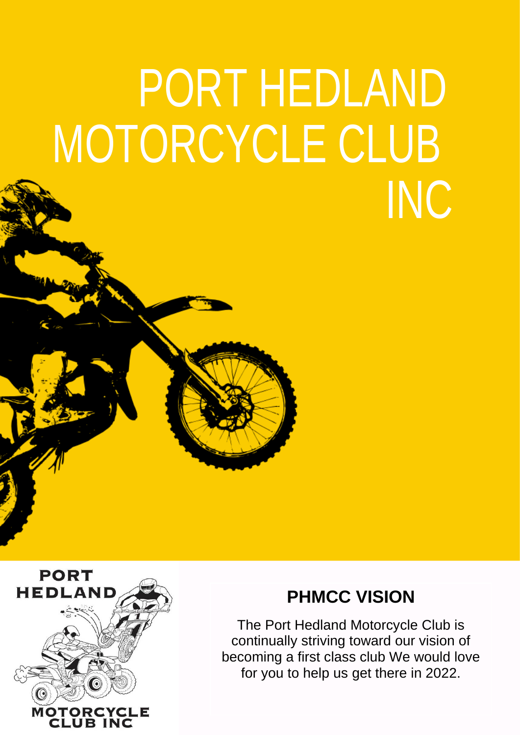# PORT HEDLAND MOTORCYCLE CLUB INC

PORT HEDLAND MOTORCYCLE CLUB INC

## PHMCC VISION

The Port Hedland Motorcycle Club is continually striving toward our vision of becoming a first class club We would love for you to help us get there in 2022.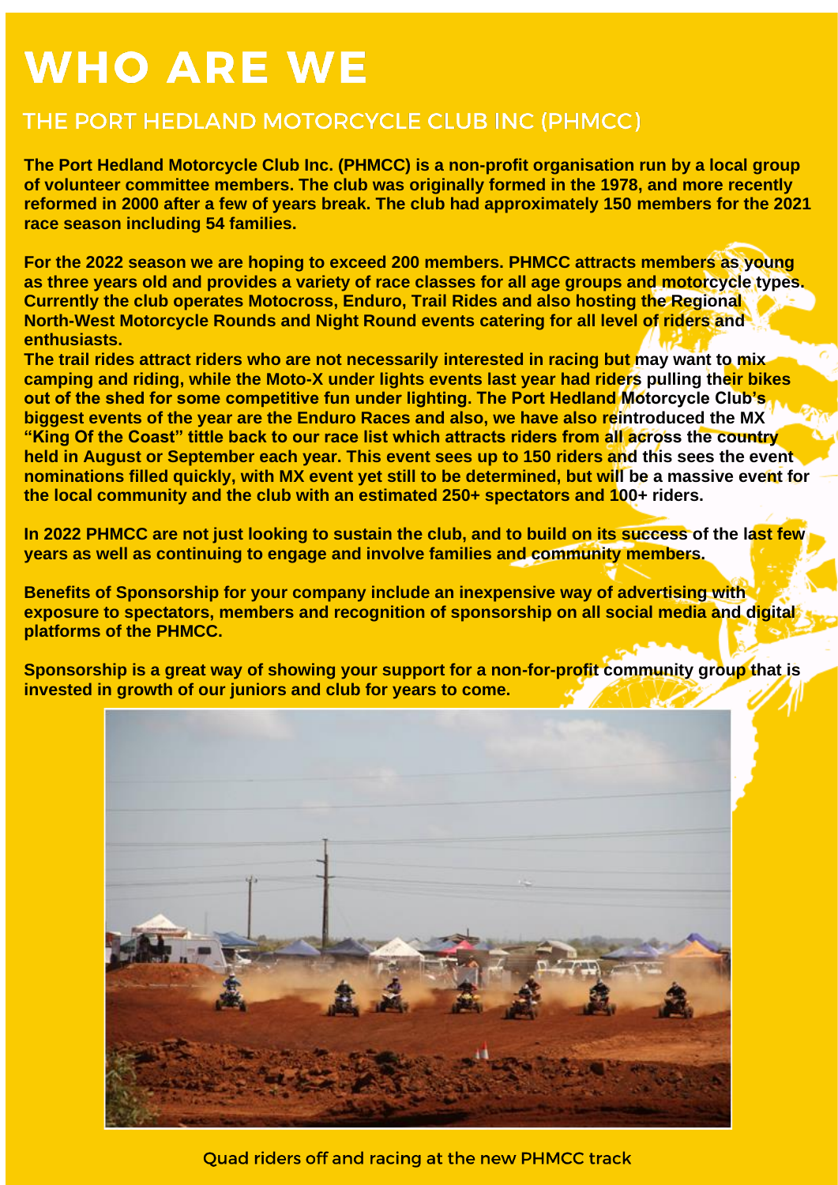# WHO ARE WE

## THE PORT HEDLAND MOTORCYCLE CLUB INC (PHMCC)

**The Port Hedland Motorcycle Club Inc. (PHMCC) is a non-profit organisation run by a local group of volunteer committee members. The club was originally formed in the 1978, and more recently reformed in 2000 after a few of years break. The club had approximately 150 members for the 2021 race season including 54 families.**

**For the 2022 season we are hoping to exceed 200 members. PHMCC attracts members as young as three years old and provides a variety of race classes for all age groups and motorcycle types. Currently the club operates Motocross, Enduro, Trail Rides and also hosting the Regional North-West Motorcycle Rounds and Night Round events catering for all level of riders and enthusiasts.**

**The trail rides attract riders who are not necessarily interested in racing but may want to mix camping and riding, while the Moto-X under lights events last year had riders pulling their bikes out of the shed for some competitive fun under lighting. The Port Hedland Motorcycle Club's biggest events of the year are the Enduro Races and also, we have also reintroduced the MX "King Of the Coast" tittle back to our race list which attracts riders from all across the country held in August or September each year. This event sees up to 150 riders and this sees the event nominations filled quickly, with MX event yet still to be determined, but will be a massive event for the local community and the club with an estimated 250+ spectators and 100+ riders.**

**In 2022 PHMCC are not just looking to sustain the club, and to build on its success of the last few years as well as continuing to engage and involve families and community members.**

**Benefits of Sponsorship for your company include an inexpensive way of advertising with exposure to spectators, members and recognition of sponsorship on all social media and digital platforms of the PHMCC.**

**Sponsorship is a great way of showing your support for a non-for-profit community group that is invested in growth of our juniors and club for years to come.**

Quad riders off and racing at the new PHMCC track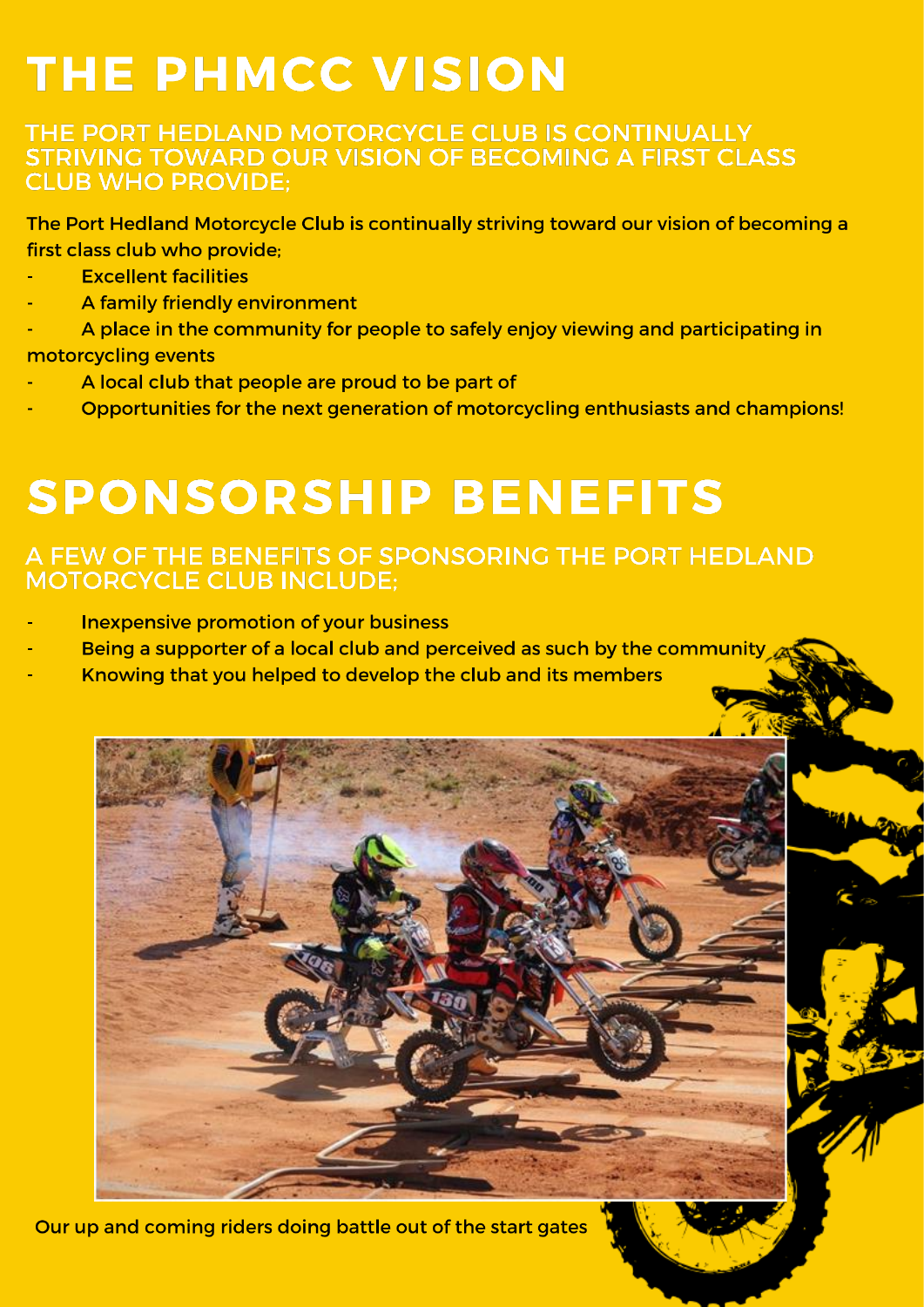# THE PHMCC VISION

## THE PORT HEDLAND MOTORCYCLE CLUB IS CONTINUALLY STRIVING TOWARD OUR VISION OF BECOMING A FIRST CLASS CLUB WHO PROVIDE;

The Port Hedland Motorcycle Club is continually striving toward our vision of becoming a first class club who provide;

- Excellent facilities
- A family friendly environment
- A place in the community for people to safely enjoy viewing and participating in motorcycling events
- A local club that people are proud to be part of
- Opportunities for the next generation of motorcycling enthusiasts and champions!

# SPONSORSHIP BENEFITS

## A FEW OF THE BENEFITS OF SPONSORING THE PORT HEDLAND MOTORCYCLE CLUB INCLUDE;

- Inexpensive promotion of your business
- Being a supporter of a local club and perceived as such by the community
- Knowing that you helped to develop the club and its members

Our up and coming riders doing battle out of the start gates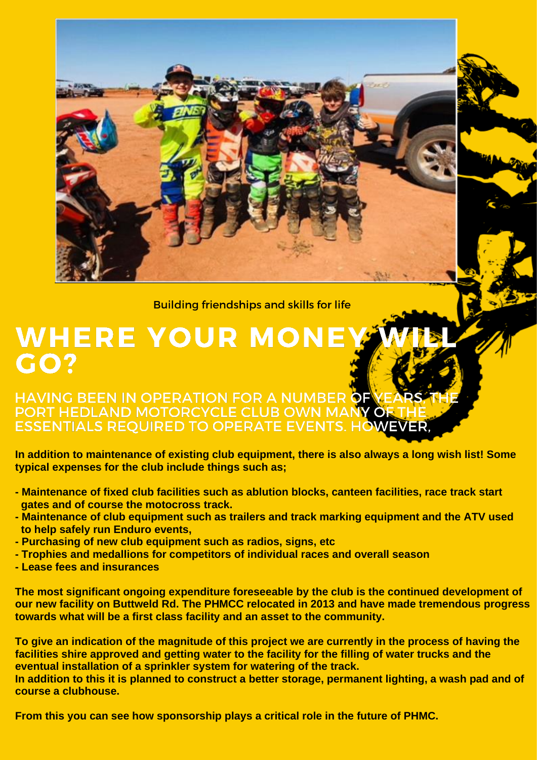Building friendships and skills for life

# WHERE YOUR MONEY WILL GO?

## HAVING BEEN IN OPERATION FOR A NUMBER OF YEARS, THE PORT HEDLAND MOTORCYCLE CLUB OWN MANY OF THE ESSENTIALS REQUIRED TO OPERATE EVENTS. HOWEVER,

**In addition to maintenance of existing club equipment, there is also always a long wish list! Some typical expenses for the club include things such as;**

- **Maintenance of fixed club facilities such as ablution blocks, canteen facilities, race track start gates and of course the motocross track.**
- **Maintenance of club equipment such as trailers and track marking equipment and the ATV used to help safely run Enduro events,**
- **Purchasing of new club equipment such as radios, signs, etc**
- **Trophies and medallions for competitors of individual races and overall season**
- **Lease fees and insurances**

**The most significant ongoing expenditure foreseeable by the club is the continued development of our new facility on Buttweld Rd. The PHMCC relocated in 2013 and have made tremendous progress towards what will be a first class facility and an asset to the community.**

**To give an indication of the magnitude of this project we are currently in the process of having the facilities shire approved and getting water to the facility for the filling of water trucks and the eventual installation of a sprinkler system for watering of the track.**
**In addition to this it is planned to construct a better storage, permanent lighting, a wash pad and of course a clubhouse.**

**From this you can see how sponsorship plays a critical role in the future of PHMC.**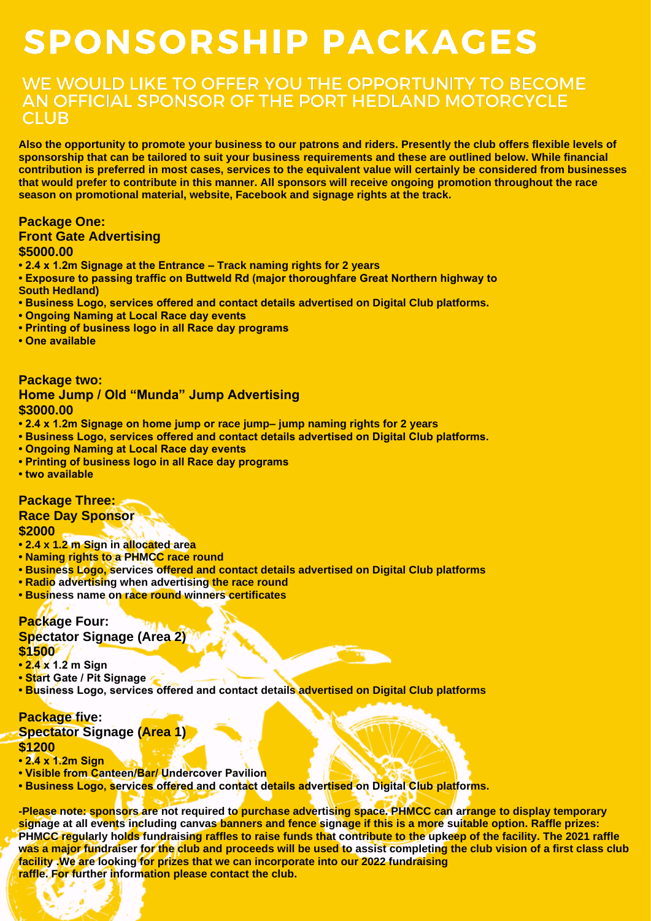# SPONSORSHIP PACKAGES

## WE WOULD LIKE TO OFFER YOU THE OPPORTUNITY TO BECOME AN OFFICIAL SPONSOR OF THE PORT HEDLAND MOTORCYCLE CLUB

**Also the opportunity to promote your business to our patrons and riders. Presently the club offers flexible levels of sponsorship that can be tailored to suit your business requirements and these are outlined below. While financial contribution is preferred in most cases, services to the equivalent value will certainly be considered from businesses that would prefer to contribute in this manner. All sponsors will receive ongoing promotion throughout the race season on promotional material, website, Facebook and signage rights at the track.**

### Package One:
### Front Gate Advertising
### $5000.00

- **2.4 x 1.2m Signage at the Entrance – Track naming rights for 2 years**
- **Exposure to passing traffic on Buttweld Rd (major thoroughfare Great Northern highway to South Hedland)**
- **Business Logo, services offered and contact details advertised on Digital Club platforms.**
- **Ongoing Naming at Local Race day events**
- **Printing of business logo in all Race day programs**
- **One available**

### Package two:
### Home Jump / Old "Munda" Jump Advertising
### $3000.00

- **2.4 x 1.2m Signage on home jump or race jump– jump naming rights for 2 years**
- **Business Logo, services offered and contact details advertised on Digital Club platforms.**
- **Ongoing Naming at Local Race day events**
- **Printing of business logo in all Race day programs**
- **two available**

### Package Three:
### Race Day Sponsor
### $2000

- **2.4 x 1.2 m Sign in allocated area**
- **Naming rights to a PHMCC race round**
- **Business Logo, services offered and contact details advertised on Digital Club platforms**
- **Radio advertising when advertising the race round**
- **Business name on race round winners certificates**

### Package Four:
### Spectator Signage (Area 2)
### $1500

- **2.4 x 1.2 m Sign**
- **Start Gate / Pit Signage**
- **Business Logo, services offered and contact details advertised on Digital Club platforms**

### Package five:
### Spectator Signage (Area 1)
### $1200

- **2.4 x 1.2m Sign**
- **Visible from Canteen/Bar/ Undercover Pavilion**
- **Business Logo, services offered and contact details advertised on Digital Club platforms.**

**-Please note: sponsors are not required to purchase advertising space. PHMCC can arrange to display temporary signage at all events including canvas banners and fence signage if this is a more suitable option. Raffle prizes: PHMCC regularly holds fundraising raffles to raise funds that contribute to the upkeep of the facility. The 2021 raffle was a major fundraiser for the club and proceeds will be used to assist completing the club vision of a first class club facility .We are looking for prizes that we can incorporate into our 2022 fundraising raffle. For further information please contact the club.**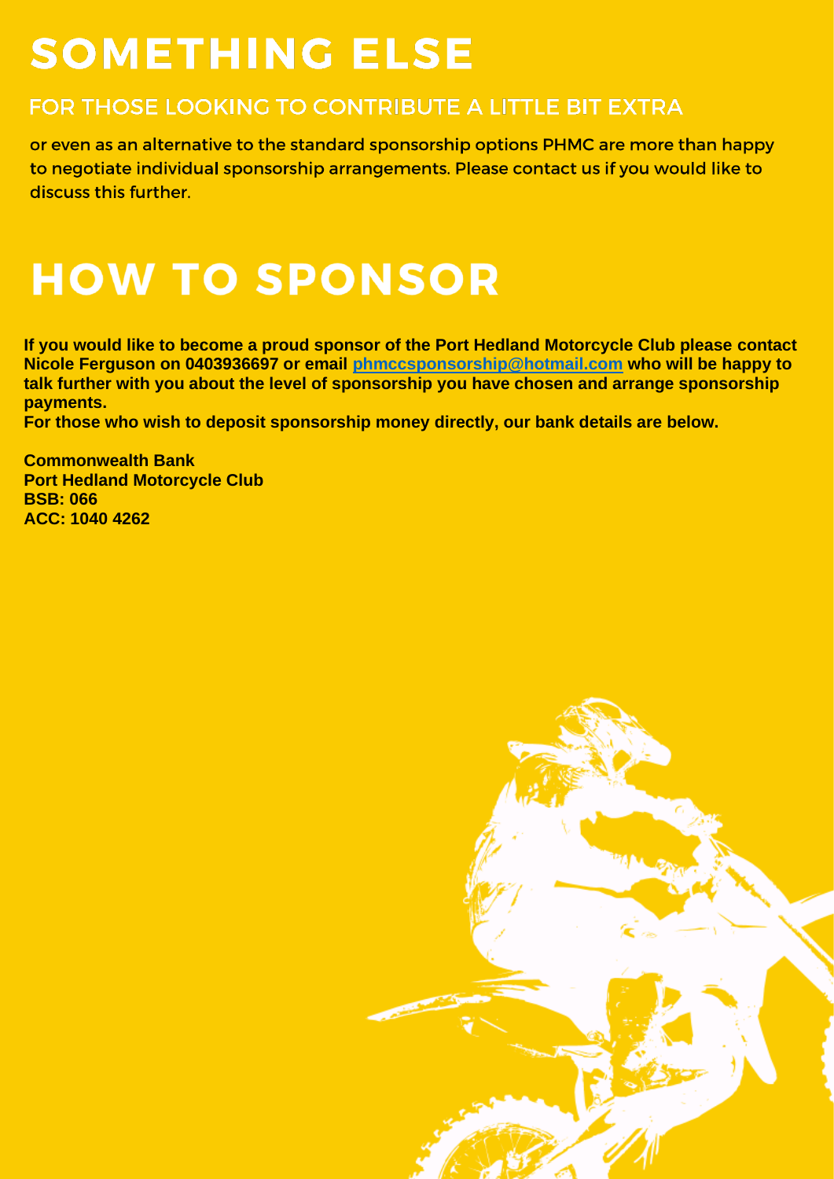# SOMETHING ELSE

## FOR THOSE LOOKING TO CONTRIBUTE A LITTLE BIT EXTRA

or even as an alternative to the standard sponsorship options PHMC are more than happy to negotiate individual sponsorship arrangements. Please contact us if you would like to discuss this further.

# HOW TO SPONSOR

**If you would like to become a proud sponsor of the Port Hedland Motorcycle Club please contact Nicole Ferguson on 0403936697 or email phmccsponsorship@hotmail.com who will be happy to talk further with you about the level of sponsorship you have chosen and arrange sponsorship payments.**

**For those who wish to deposit sponsorship money directly, our bank details are below.**

**Commonwealth Bank**
**Port Hedland Motorcycle Club**
**BSB: 066**
**ACC: 1040 4262**